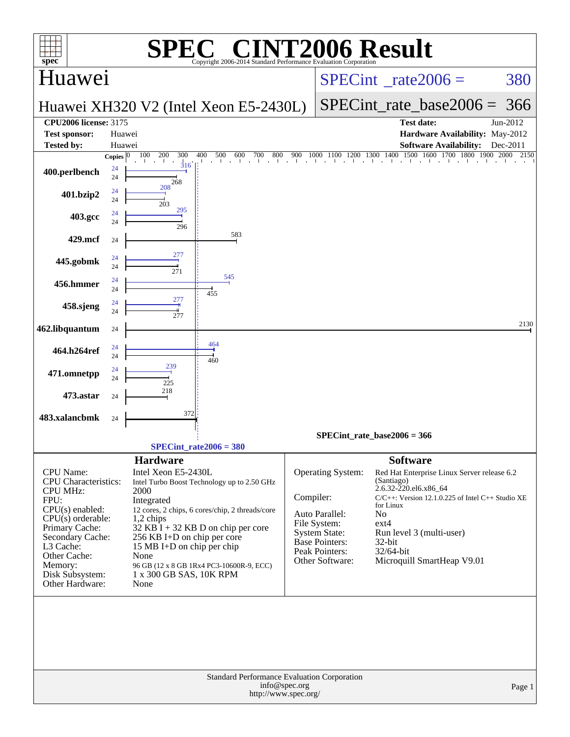# SPEC® CINT2006 Result

Copyright 2006-2014 Standard Performance Evaluation Corporation

## Huawei

**Huawei XH320 V2 (Intel Xeon E5-2430L)**

SPECint_rate2006 = 380

SPECint_rate_base2006 = 366

| | | | |
|---|---|---|---|
| **CPU2006 license:** 3175 | | **Test date:** | Jun-2012 |
| **Test sponsor:** | Huawei | **Hardware Availability:** | May-2012 |
| **Tested by:** | Huawei | **Software Availability:** | Dec-2011 |

| Benchmark | Copies (peak) | Peak | Copies (base) | Base |
|---|---|---|---|---|
| 400.perlbench | 24 | 316 | 24 | 268 |
| 401.bzip2 | 24 | 208 | 24 | 203 |
| 403.gcc | 24 | 295 | 24 | 296 |
| 429.mcf | | | 24 | 583 |
| 445.gobmk | 24 | 277 | 24 | 271 |
| 456.hmmer | 24 | 545 | 24 | 455 |
| 458.sjeng | 24 | 277 | 24 | 277 |
| 462.libquantum | | | 24 | 2130 |
| 464.h264ref | 24 | 464 | 24 | 460 |
| 471.omnetpp | 24 | 239 | 24 | 225 |
| 473.astar | | | 24 | 218 |
| 483.xalancbmk | | | 24 | 372 |

SPECint_rate_base2006 = 366

SPECint_rate2006 = 380

## Hardware

| | |
|---|---|
| CPU Name: | Intel Xeon E5-2430L |
| CPU Characteristics: | Intel Turbo Boost Technology up to 2.50 GHz |
| CPU MHz: | 2000 |
| FPU: | Integrated |
| CPU(s) enabled: | 12 cores, 2 chips, 6 cores/chip, 2 threads/core |
| CPU(s) orderable: | 1,2 chips |
| Primary Cache: | 32 KB I + 32 KB D on chip per core |
| Secondary Cache: | 256 KB I+D on chip per core |
| L3 Cache: | 15 MB I+D on chip per chip |
| Other Cache: | None |
| Memory: | 96 GB (12 x 8 GB 1Rx4 PC3-10600R-9, ECC) |
| Disk Subsystem: | 1 x 300 GB SAS, 10K RPM |
| Other Hardware: | None |

## Software

| | |
|---|---|
| Operating System: | Red Hat Enterprise Linux Server release 6.2 (Santiago) 2.6.32-220.el6.x86_64 |
| Compiler: | C/C++: Version 12.1.0.225 of Intel C++ Studio XE for Linux |
| Auto Parallel: | No |
| File System: | ext4 |
| System State: | Run level 3 (multi-user) |
| Base Pointers: | 32-bit |
| Peak Pointers: | 32/64-bit |
| Other Software: | Microquill SmartHeap V9.01 |

Standard Performance Evaluation Corporation
info@spec.org
http://www.spec.org/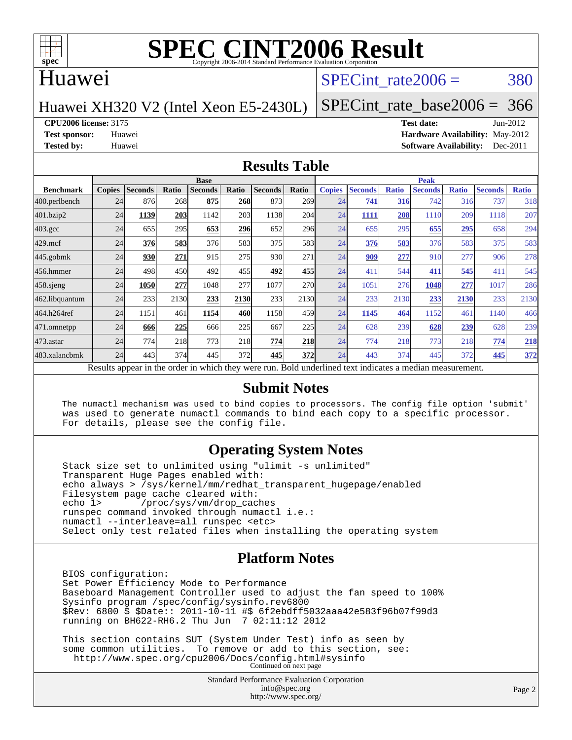# SPEC CINT2006 Result

Copyright 2006-2014 Standard Performance Evaluation Corporation

## Huawei

Huawei XH320 V2 (Intel Xeon E5-2430L)

SPECint_rate2006 = 380

SPECint_rate_base2006 = 366

**CPU2006 license:** 3175
**Test sponsor:** Huawei
**Tested by:** Huawei

**Test date:** Jun-2012
**Hardware Availability:** May-2012
**Software Availability:** Dec-2011

## Results Table

| Benchmark | Base | | | | | | | Peak | | | | | | |
|---|---|---|---|---|---|---|---|---|---|---|---|---|---|---|
| | Copies | Seconds | Ratio | Seconds | Ratio | Seconds | Ratio | Copies | Seconds | Ratio | Seconds | Ratio | Seconds | Ratio |
| 400.perlbench | 24 | 876 | 268 | **875** | **268** | 873 | 269 | 24 | **741** | **316** | 742 | 316 | 737 | 318 |
| 401.bzip2 | 24 | **1139** | **203** | 1142 | 203 | 1138 | 204 | 24 | **1111** | **208** | 1110 | 209 | 1118 | 207 |
| 403.gcc | 24 | 655 | 295 | **653** | **296** | 652 | 296 | 24 | 655 | 295 | **655** | **295** | 658 | 294 |
| 429.mcf | 24 | **376** | **583** | 376 | 583 | 375 | 583 | 24 | **376** | **583** | 376 | 583 | 375 | 583 |
| 445.gobmk | 24 | **930** | **271** | 915 | 275 | 930 | 271 | 24 | **909** | **277** | 910 | 277 | 906 | 278 |
| 456.hmmer | 24 | 498 | 450 | 492 | 455 | **492** | **455** | 24 | 411 | 544 | **411** | **545** | 411 | 545 |
| 458.sjeng | 24 | **1050** | **277** | 1048 | 277 | 1077 | 270 | 24 | 1051 | 276 | **1048** | **277** | 1017 | 286 |
| 462.libquantum | 24 | 233 | 2130 | **233** | **2130** | 233 | 2130 | 24 | 233 | 2130 | **233** | **2130** | 233 | 2130 |
| 464.h264ref | 24 | 1151 | 461 | **1154** | **460** | 1158 | 459 | 24 | **1145** | **464** | 1152 | 461 | 1140 | 466 |
| 471.omnetpp | 24 | **666** | **225** | 666 | 225 | 667 | 225 | 24 | 628 | 239 | **628** | **239** | 628 | 239 |
| 473.astar | 24 | 774 | 218 | 773 | 218 | **774** | **218** | 24 | 774 | 218 | 773 | 218 | **774** | **218** |
| 483.xalancbmk | 24 | 443 | 374 | 445 | 372 | **445** | **372** | 24 | 443 | 374 | 445 | 372 | **445** | **372** |

Results appear in the order in which they were run. Bold underlined text indicates a median measurement.

## Submit Notes

```
The numactl mechanism was used to bind copies to processors. The config file option 'submit'
was used to generate numactl commands to bind each copy to a specific processor.
For details, please see the config file.
```

## Operating System Notes

```
Stack size set to unlimited using "ulimit -s unlimited"
Transparent Huge Pages enabled with:
echo always > /sys/kernel/mm/redhat_transparent_hugepage/enabled
Filesystem page cache cleared with:
echo 1>       /proc/sys/vm/drop_caches
runspec command invoked through numactl i.e.:
numactl --interleave=all runspec <etc>
Select only test related files when installing the operating system
```

## Platform Notes

```
BIOS configuration:
Set Power Efficiency Mode to Performance
Baseboard Management Controller used to adjust the fan speed to 100%
Sysinfo program /spec/config/sysinfo.rev6800
$Rev: 6800 $ $Date:: 2011-10-11 #$ 6f2ebdff5032aaa42e583f96b07f99d3
running on BH622-RH6.2 Thu Jun  7 02:11:12 2012

This section contains SUT (System Under Test) info as seen by
some common utilities.  To remove or add to this section, see:
  http://www.spec.org/cpu2006/Docs/config.html#sysinfo
```

Continued on next page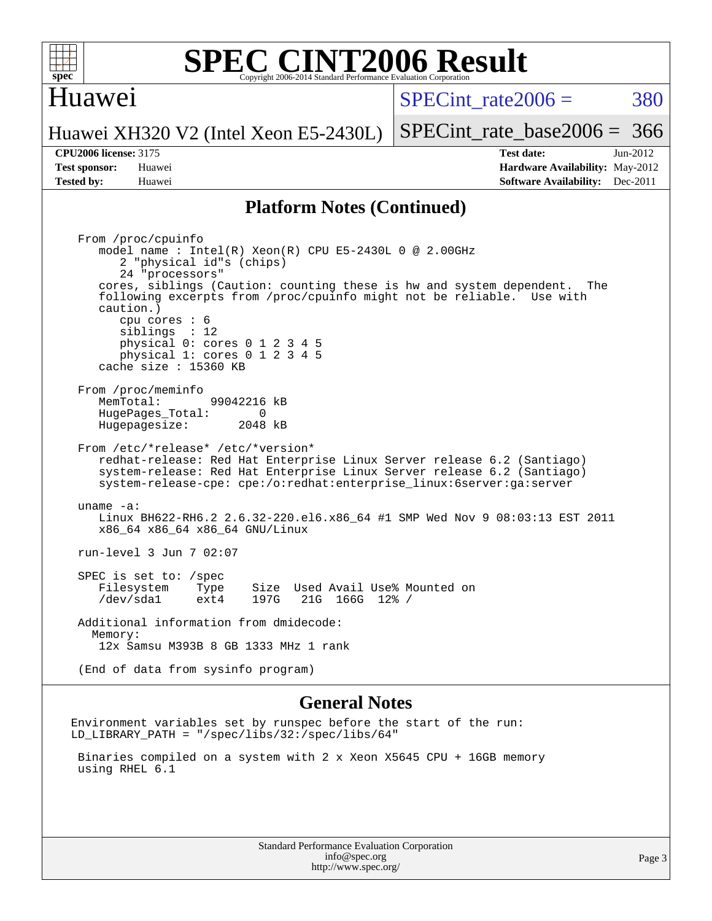## Platform Notes (Continued)

```
From /proc/cpuinfo
   model name : Intel(R) Xeon(R) CPU E5-2430L 0 @ 2.00GHz
      2 "physical id"s (chips)
      24 "processors"
   cores, siblings (Caution: counting these is hw and system dependent.  The
   following excerpts from /proc/cpuinfo might not be reliable.  Use with
   caution.)
      cpu cores : 6
      siblings  : 12
      physical 0: cores 0 1 2 3 4 5
      physical 1: cores 0 1 2 3 4 5
   cache size : 15360 KB

From /proc/meminfo
   MemTotal:       99042216 kB
   HugePages_Total:       0
   Hugepagesize:       2048 kB

From /etc/*release* /etc/*version*
   redhat-release: Red Hat Enterprise Linux Server release 6.2 (Santiago)
   system-release: Red Hat Enterprise Linux Server release 6.2 (Santiago)
   system-release-cpe: cpe:/o:redhat:enterprise_linux:6server:ga:server

uname -a:
   Linux BH622-RH6.2 2.6.32-220.el6.x86_64 #1 SMP Wed Nov 9 08:03:13 EST 2011
   x86_64 x86_64 x86_64 GNU/Linux

run-level 3 Jun 7 02:07

SPEC is set to: /spec
   Filesystem    Type    Size  Used Avail Use% Mounted on
   /dev/sda1     ext4    197G   21G  166G  12% /

Additional information from dmidecode:
  Memory:
   12x Samsu M393B 8 GB 1333 MHz 1 rank

(End of data from sysinfo program)
```

## General Notes

```
Environment variables set by runspec before the start of the run:
LD_LIBRARY_PATH = "/spec/libs/32:/spec/libs/64"

 Binaries compiled on a system with 2 x Xeon X5645 CPU + 16GB memory
 using RHEL 6.1
```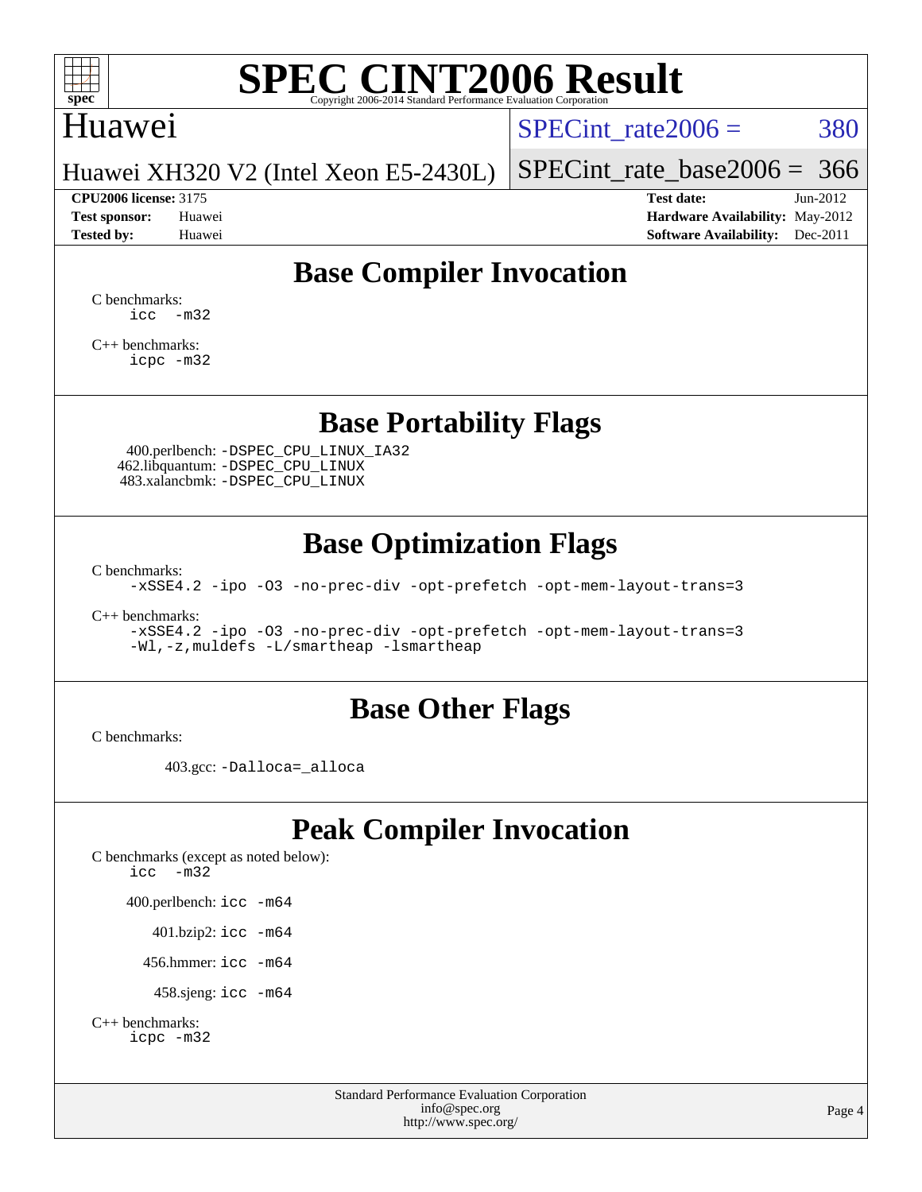# SPEC CINT2006 Result

Copyright 2006-2014 Standard Performance Evaluation Corporation

## Huawei

Huawei XH320 V2 (Intel Xeon E5-2430L)

SPECint_rate2006 = 380

SPECint_rate_base2006 = 366

**CPU2006 license:** 3175
**Test sponsor:** Huawei
**Tested by:** Huawei

**Test date:** Jun-2012
**Hardware Availability:** May-2012
**Software Availability:** Dec-2011

## Base Compiler Invocation

C benchmarks:
```
icc -m32
```

C++ benchmarks:
```
icpc -m32
```

## Base Portability Flags

400.perlbench: -DSPEC_CPU_LINUX_IA32
462.libquantum: -DSPEC_CPU_LINUX
483.xalancbmk: -DSPEC_CPU_LINUX

## Base Optimization Flags

C benchmarks:
```
-xSSE4.2 -ipo -O3 -no-prec-div -opt-prefetch -opt-mem-layout-trans=3
```

C++ benchmarks:
```
-xSSE4.2 -ipo -O3 -no-prec-div -opt-prefetch -opt-mem-layout-trans=3
-Wl,-z,muldefs -L/smartheap -lsmartheap
```

## Base Other Flags

C benchmarks:

403.gcc: -Dalloca=_alloca

## Peak Compiler Invocation

C benchmarks (except as noted below):
```
icc -m32
```

400.perlbench: icc -m64

401.bzip2: icc -m64

456.hmmer: icc -m64

458.sjeng: icc -m64

C++ benchmarks:
```
icpc -m32
```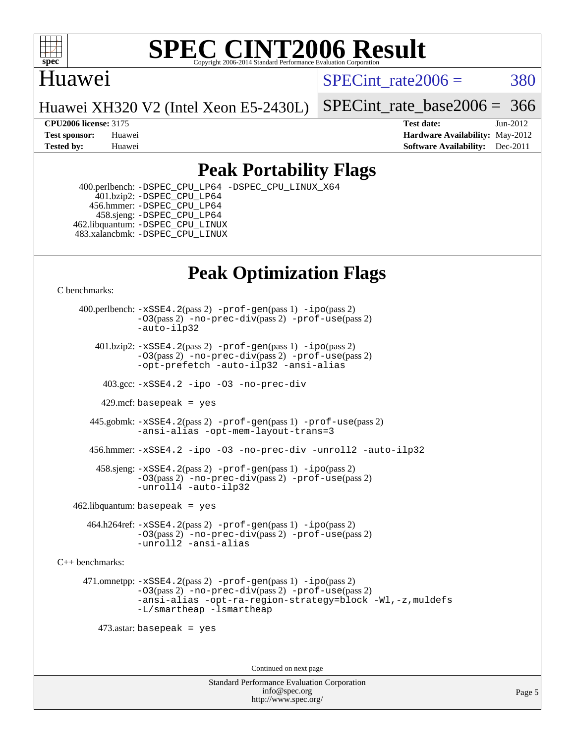# SPEC CINT2006 Result

Huawei

Huawei XH320 V2 (Intel Xeon E5-2430L)

SPECint_rate2006 = 380

SPECint_rate_base2006 = 366

**CPU2006 license:** 3175

**Test sponsor:** Huawei

**Tested by:** Huawei

**Test date:** Jun-2012

**Hardware Availability:** May-2012

**Software Availability:** Dec-2011

## Peak Portability Flags

400.perlbench: -DSPEC_CPU_LP64 -DSPEC_CPU_LINUX_X64
401.bzip2: -DSPEC_CPU_LP64
456.hmmer: -DSPEC_CPU_LP64
458.sjeng: -DSPEC_CPU_LP64
462.libquantum: -DSPEC_CPU_LINUX
483.xalancbmk: -DSPEC_CPU_LINUX

## Peak Optimization Flags

C benchmarks:

400.perlbench: -xSSE4.2(pass 2) -prof-gen(pass 1) -ipo(pass 2) -O3(pass 2) -no-prec-div(pass 2) -prof-use(pass 2) -auto-ilp32

401.bzip2: -xSSE4.2(pass 2) -prof-gen(pass 1) -ipo(pass 2) -O3(pass 2) -no-prec-div(pass 2) -prof-use(pass 2) -opt-prefetch -auto-ilp32 -ansi-alias

403.gcc: -xSSE4.2 -ipo -O3 -no-prec-div

429.mcf: basepeak = yes

445.gobmk: -xSSE4.2(pass 2) -prof-gen(pass 1) -prof-use(pass 2) -ansi-alias -opt-mem-layout-trans=3

456.hmmer: -xSSE4.2 -ipo -O3 -no-prec-div -unroll2 -auto-ilp32

458.sjeng: -xSSE4.2(pass 2) -prof-gen(pass 1) -ipo(pass 2) -O3(pass 2) -no-prec-div(pass 2) -prof-use(pass 2) -unroll4 -auto-ilp32

462.libquantum: basepeak = yes

464.h264ref: -xSSE4.2(pass 2) -prof-gen(pass 1) -ipo(pass 2) -O3(pass 2) -no-prec-div(pass 2) -prof-use(pass 2) -unroll2 -ansi-alias

C++ benchmarks:

471.omnetpp: -xSSE4.2(pass 2) -prof-gen(pass 1) -ipo(pass 2) -O3(pass 2) -no-prec-div(pass 2) -prof-use(pass 2) -ansi-alias -opt-ra-region-strategy=block -Wl,-z,muldefs -L/smartheap -lsmartheap

473.astar: basepeak = yes

Continued on next page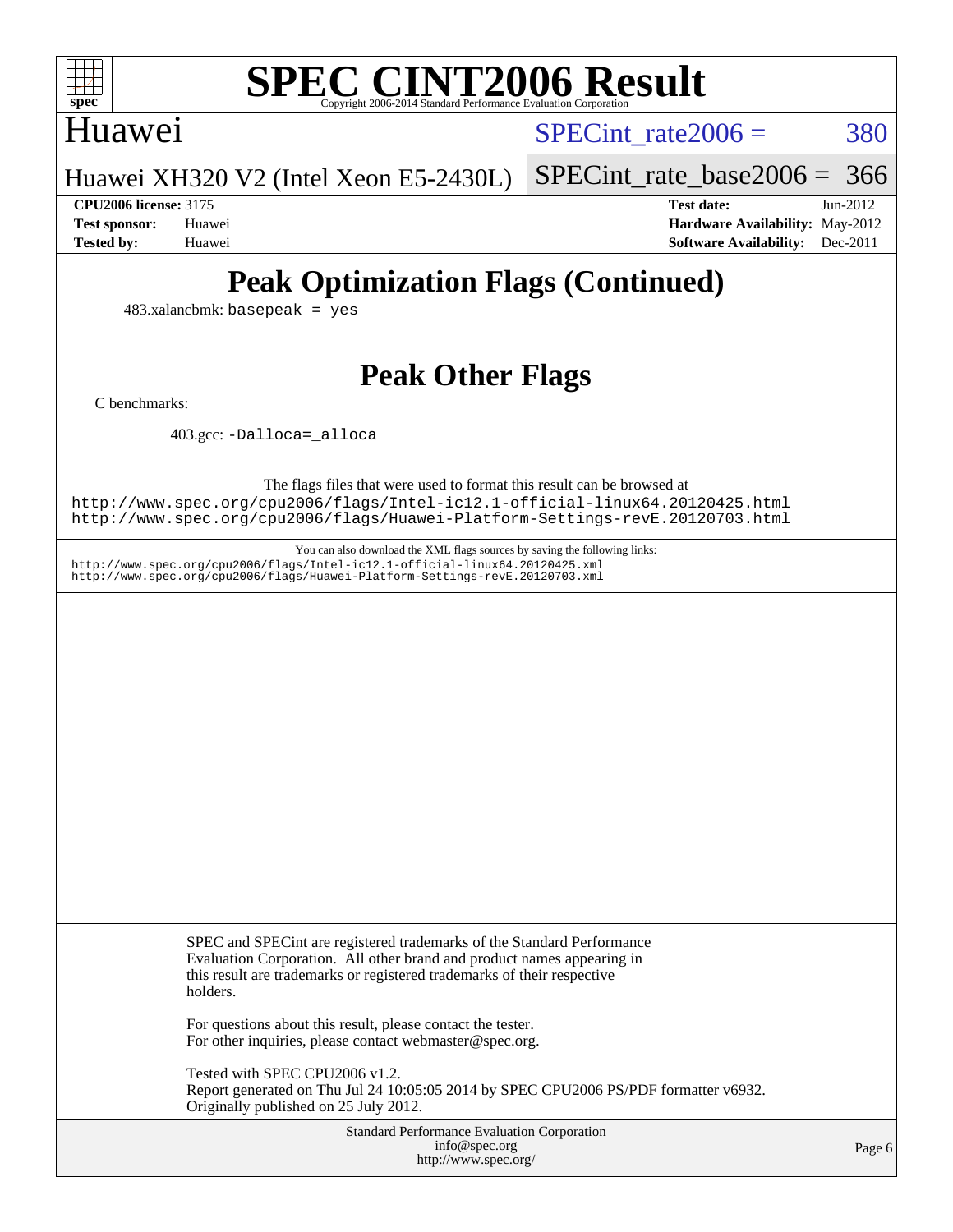# Peak Optimization Flags (Continued)

483.xalancbmk: basepeak = yes

# Peak Other Flags

C benchmarks:

403.gcc: -Dalloca=_alloca

The flags files that were used to format this result can be browsed at
http://www.spec.org/cpu2006/flags/Intel-ic12.1-official-linux64.20120425.html
http://www.spec.org/cpu2006/flags/Huawei-Platform-Settings-revE.20120703.html

You can also download the XML flags sources by saving the following links:
http://www.spec.org/cpu2006/flags/Intel-ic12.1-official-linux64.20120425.xml
http://www.spec.org/cpu2006/flags/Huawei-Platform-Settings-revE.20120703.xml

SPEC and SPECint are registered trademarks of the Standard Performance Evaluation Corporation. All other brand and product names appearing in this result are trademarks or registered trademarks of their respective holders.

For questions about this result, please contact the tester.
For other inquiries, please contact webmaster@spec.org.

Tested with SPEC CPU2006 v1.2.
Report generated on Thu Jul 24 10:05:05 2014 by SPEC CPU2006 PS/PDF formatter v6932.
Originally published on 25 July 2012.